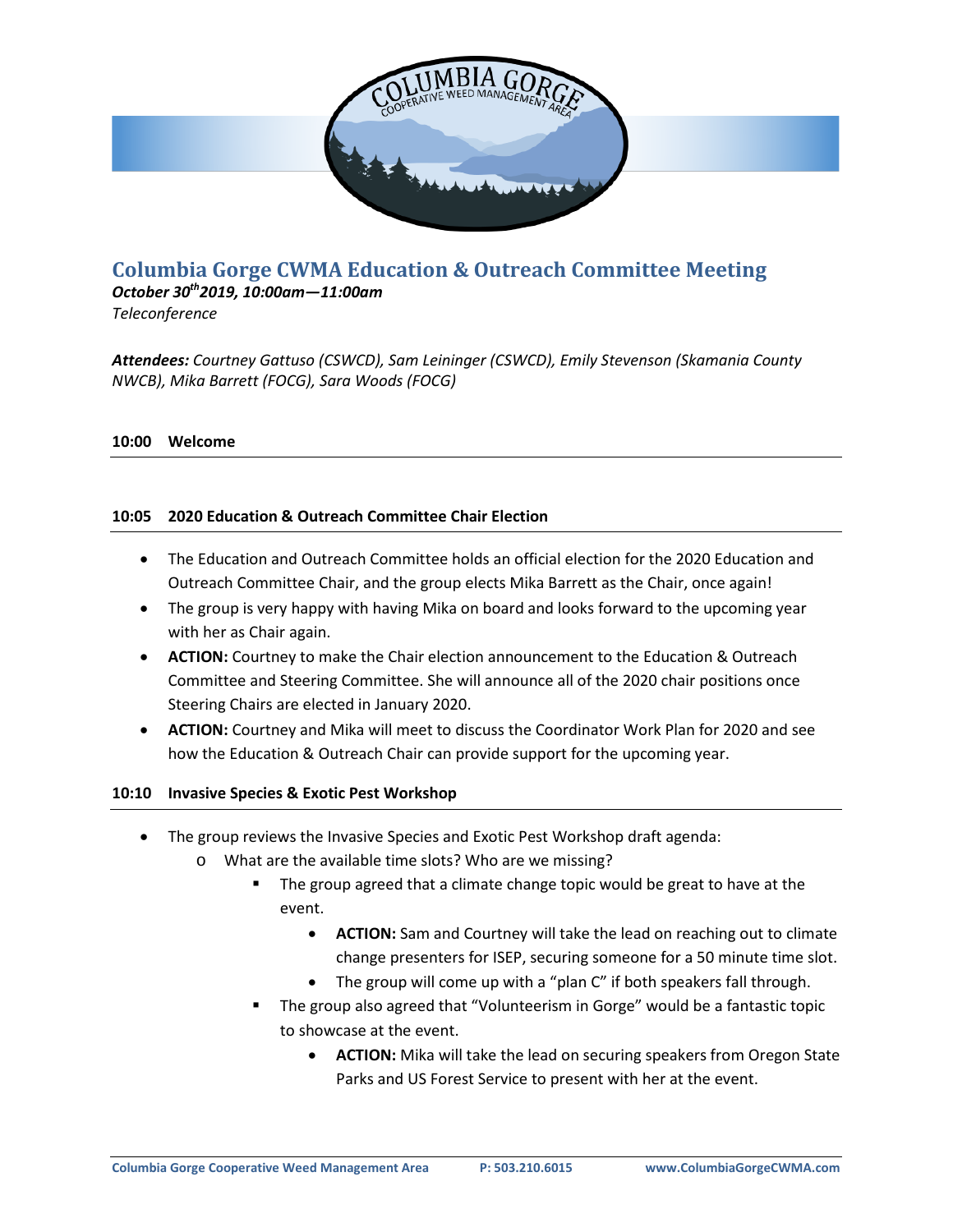# Columbia Gorge CWMA Education & Outreach Committee Meeting

***October 30th 2019, 10:00am—11:00am***

*Teleconference*

***Attendees:*** *Courtney Gattuso (CSWCD), Sam Leininger (CSWCD), Emily Stevenson (Skamania County NWCB), Mika Barrett (FOCG), Sara Woods (FOCG)*

**10:00 Welcome**

**10:05 2020 Education & Outreach Committee Chair Election**

- The Education and Outreach Committee holds an official election for the 2020 Education and Outreach Committee Chair, and the group elects Mika Barrett as the Chair, once again!
- The group is very happy with having Mika on board and looks forward to the upcoming year with her as Chair again.
- **ACTION:** Courtney to make the Chair election announcement to the Education & Outreach Committee and Steering Committee. She will announce all of the 2020 chair positions once Steering Chairs are elected in January 2020.
- **ACTION:** Courtney and Mika will meet to discuss the Coordinator Work Plan for 2020 and see how the Education & Outreach Chair can provide support for the upcoming year.

**10:10 Invasive Species & Exotic Pest Workshop**

- The group reviews the Invasive Species and Exotic Pest Workshop draft agenda:
  - What are the available time slots? Who are we missing?
    - The group agreed that a climate change topic would be great to have at the event.
      - **ACTION:** Sam and Courtney will take the lead on reaching out to climate change presenters for ISEP, securing someone for a 50 minute time slot.
      - The group will come up with a "plan C" if both speakers fall through.
    - The group also agreed that "Volunteerism in Gorge" would be a fantastic topic to showcase at the event.
      - **ACTION:** Mika will take the lead on securing speakers from Oregon State Parks and US Forest Service to present with her at the event.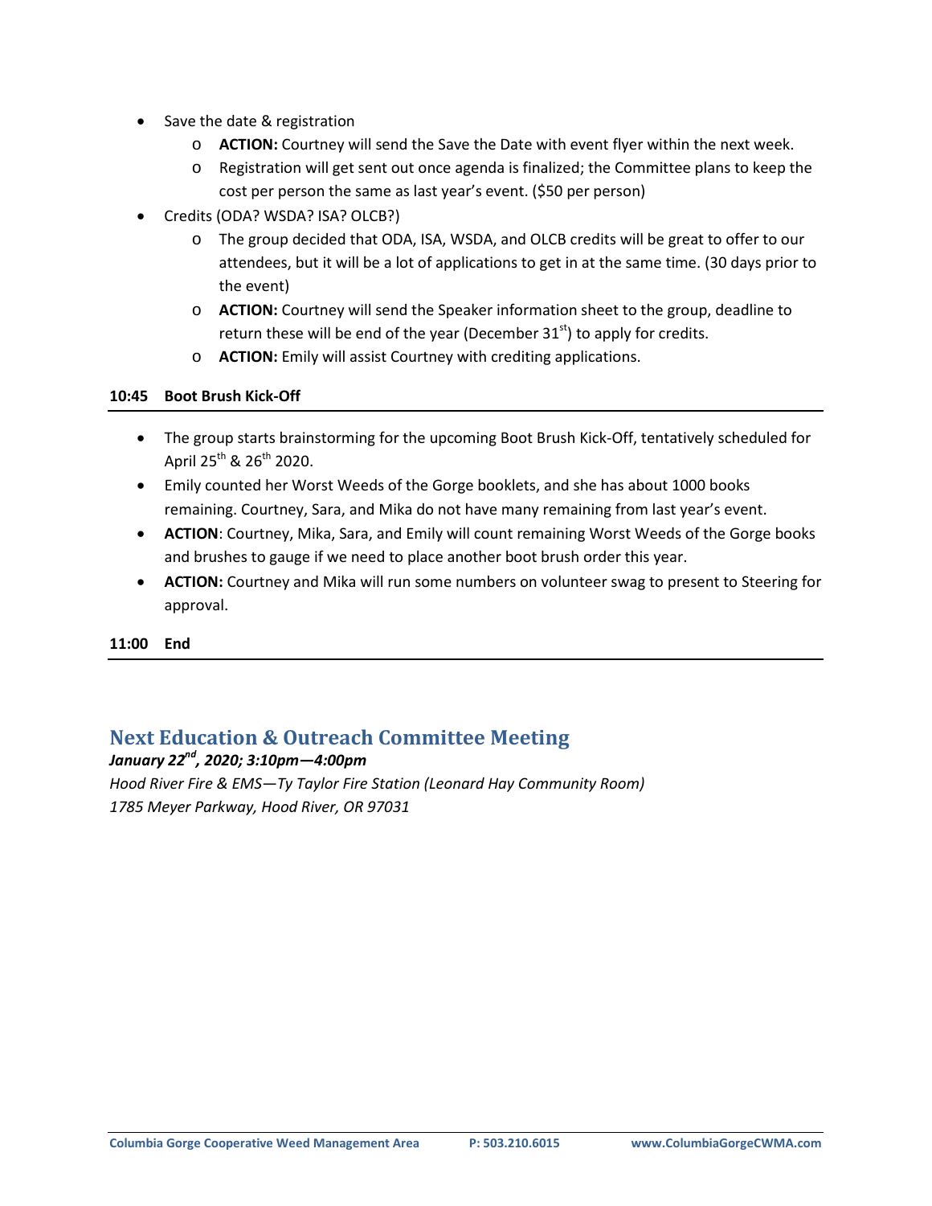- Save the date & registration
  - **ACTION:** Courtney will send the Save the Date with event flyer within the next week.
  - Registration will get sent out once agenda is finalized; the Committee plans to keep the cost per person the same as last year's event. ($50 per person)
- Credits (ODA? WSDA? ISA? OLCB?)
  - The group decided that ODA, ISA, WSDA, and OLCB credits will be great to offer to our attendees, but it will be a lot of applications to get in at the same time. (30 days prior to the event)
  - **ACTION:** Courtney will send the Speaker information sheet to the group, deadline to return these will be end of the year (December 31st) to apply for credits.
  - **ACTION:** Emily will assist Courtney with crediting applications.

**10:45 Boot Brush Kick-Off**

- The group starts brainstorming for the upcoming Boot Brush Kick-Off, tentatively scheduled for April 25th & 26th 2020.
- Emily counted her Worst Weeds of the Gorge booklets, and she has about 1000 books remaining. Courtney, Sara, and Mika do not have many remaining from last year's event.
- **ACTION**: Courtney, Mika, Sara, and Emily will count remaining Worst Weeds of the Gorge books and brushes to gauge if we need to place another boot brush order this year.
- **ACTION:** Courtney and Mika will run some numbers on volunteer swag to present to Steering for approval.

**11:00 End**

## Next Education & Outreach Committee Meeting

***January 22nd, 2020; 3:10pm—4:00pm***

*Hood River Fire & EMS—Ty Taylor Fire Station (Leonard Hay Community Room)*
*1785 Meyer Parkway, Hood River, OR 97031*